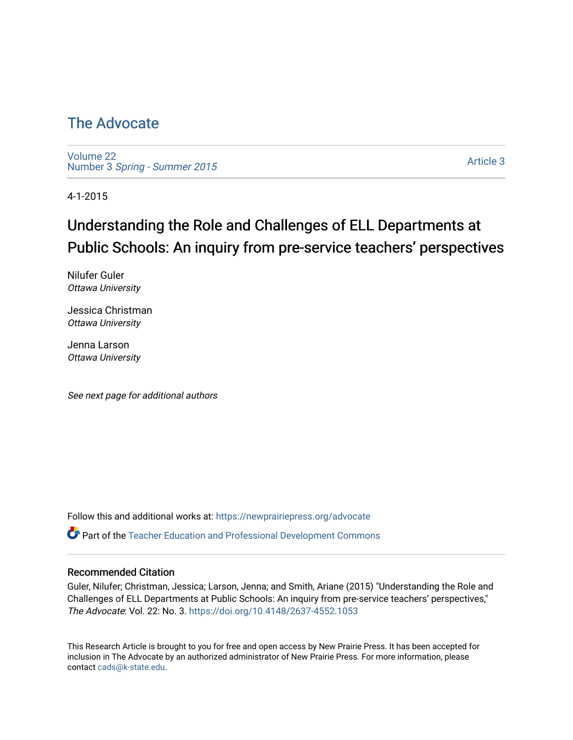# The Advocate

Volume 22
Number 3 *Spring - Summer 2015*

Article 3

4-1-2015

## Understanding the Role and Challenges of ELL Departments at Public Schools: An inquiry from pre-service teachers' perspectives

Nilufer Guler
*Ottawa University*

Jessica Christman
*Ottawa University*

Jenna Larson
*Ottawa University*

*See next page for additional authors*

Follow this and additional works at: https://newprairiepress.org/advocate

Part of the Teacher Education and Professional Development Commons

### Recommended Citation

Guler, Nilufer; Christman, Jessica; Larson, Jenna; and Smith, Ariane (2015) "Understanding the Role and Challenges of ELL Departments at Public Schools: An inquiry from pre-service teachers' perspectives," *The Advocate*: Vol. 22: No. 3. https://doi.org/10.4148/2637-4552.1053

This Research Article is brought to you for free and open access by New Prairie Press. It has been accepted for inclusion in The Advocate by an authorized administrator of New Prairie Press. For more information, please contact cads@k-state.edu.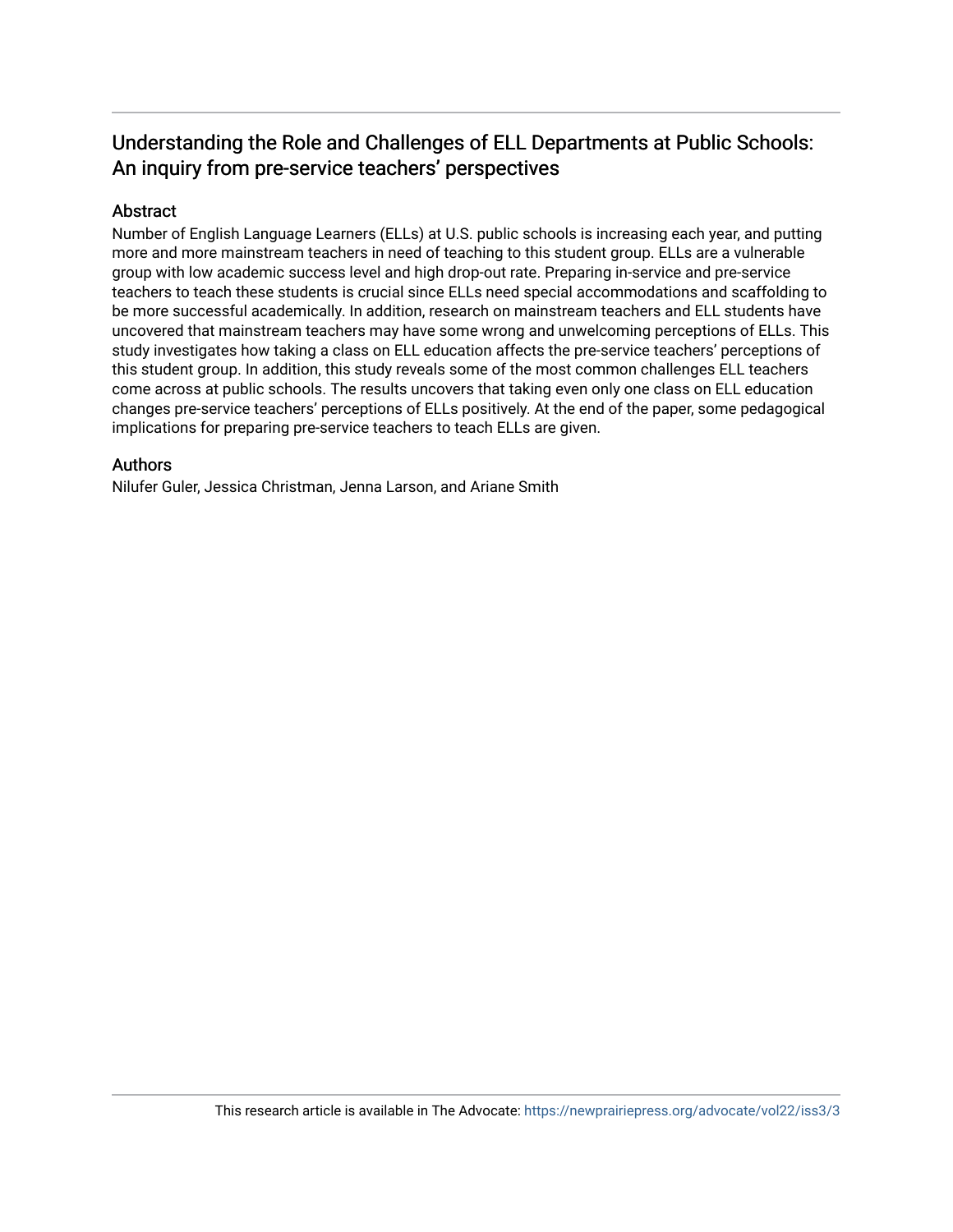# Understanding the Role and Challenges of ELL Departments at Public Schools: An inquiry from pre-service teachers' perspectives

## Abstract

Number of English Language Learners (ELLs) at U.S. public schools is increasing each year, and putting more and more mainstream teachers in need of teaching to this student group. ELLs are a vulnerable group with low academic success level and high drop-out rate. Preparing in-service and pre-service teachers to teach these students is crucial since ELLs need special accommodations and scaffolding to be more successful academically. In addition, research on mainstream teachers and ELL students have uncovered that mainstream teachers may have some wrong and unwelcoming perceptions of ELLs. This study investigates how taking a class on ELL education affects the pre-service teachers' perceptions of this student group. In addition, this study reveals some of the most common challenges ELL teachers come across at public schools. The results uncovers that taking even only one class on ELL education changes pre-service teachers' perceptions of ELLs positively. At the end of the paper, some pedagogical implications for preparing pre-service teachers to teach ELLs are given.

## Authors

Nilufer Guler, Jessica Christman, Jenna Larson, and Ariane Smith

This research article is available in The Advocate: https://newprairiepress.org/advocate/vol22/iss3/3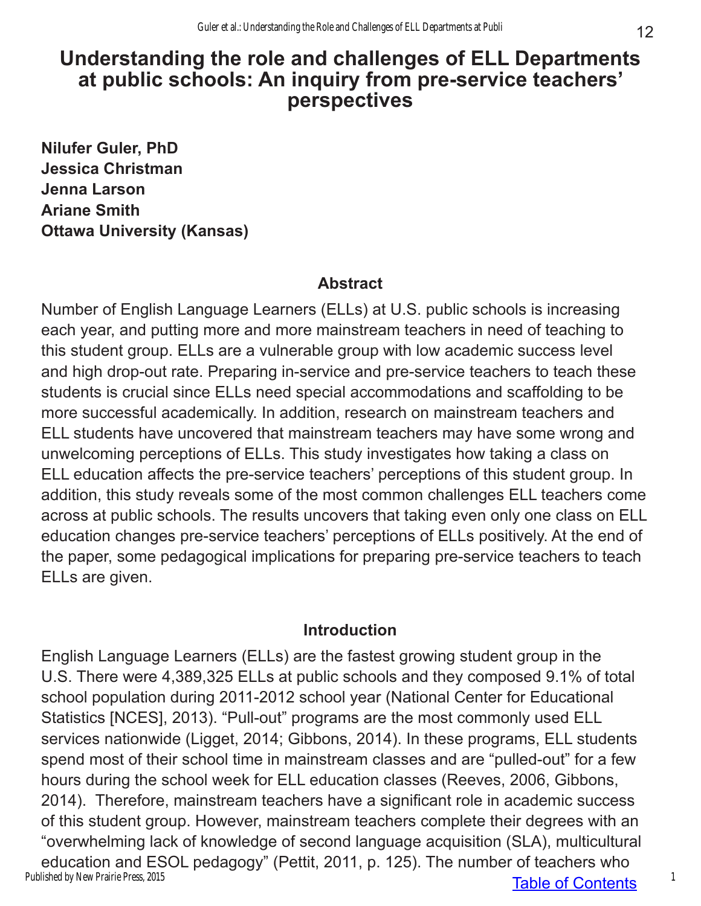# Understanding the role and challenges of ELL Departments at public schools: An inquiry from pre-service teachers' perspectives

**Nilufer Guler, PhD**
**Jessica Christman**
**Jenna Larson**
**Ariane Smith**
**Ottawa University (Kansas)**

## Abstract

Number of English Language Learners (ELLs) at U.S. public schools is increasing each year, and putting more and more mainstream teachers in need of teaching to this student group. ELLs are a vulnerable group with low academic success level and high drop-out rate. Preparing in-service and pre-service teachers to teach these students is crucial since ELLs need special accommodations and scaffolding to be more successful academically. In addition, research on mainstream teachers and ELL students have uncovered that mainstream teachers may have some wrong and unwelcoming perceptions of ELLs. This study investigates how taking a class on ELL education affects the pre-service teachers' perceptions of this student group. In addition, this study reveals some of the most common challenges ELL teachers come across at public schools. The results uncovers that taking even only one class on ELL education changes pre-service teachers' perceptions of ELLs positively. At the end of the paper, some pedagogical implications for preparing pre-service teachers to teach ELLs are given.

## Introduction

English Language Learners (ELLs) are the fastest growing student group in the U.S. There were 4,389,325 ELLs at public schools and they composed 9.1% of total school population during 2011-2012 school year (National Center for Educational Statistics [NCES], 2013). "Pull-out" programs are the most commonly used ELL services nationwide (Ligget, 2014; Gibbons, 2014). In these programs, ELL students spend most of their school time in mainstream classes and are "pulled-out" for a few hours during the school week for ELL education classes (Reeves, 2006, Gibbons, 2014). Therefore, mainstream teachers have a significant role in academic success of this student group. However, mainstream teachers complete their degrees with an "overwhelming lack of knowledge of second language acquisition (SLA), multicultural education and ESOL pedagogy" (Pettit, 2011, p. 125). The number of teachers who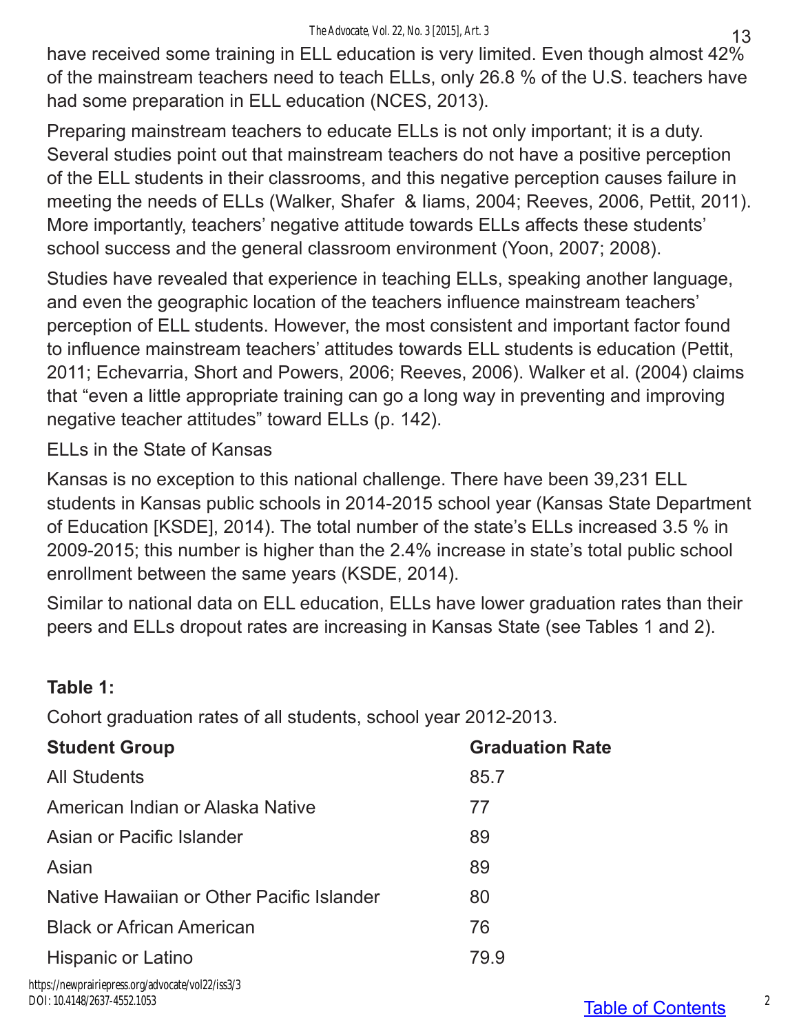have received some training in ELL education is very limited. Even though almost 42% of the mainstream teachers need to teach ELLs, only 26.8 % of the U.S. teachers have had some preparation in ELL education (NCES, 2013).

Preparing mainstream teachers to educate ELLs is not only important; it is a duty. Several studies point out that mainstream teachers do not have a positive perception of the ELL students in their classrooms, and this negative perception causes failure in meeting the needs of ELLs (Walker, Shafer & Iiams, 2004; Reeves, 2006, Pettit, 2011). More importantly, teachers' negative attitude towards ELLs affects these students' school success and the general classroom environment (Yoon, 2007; 2008).

Studies have revealed that experience in teaching ELLs, speaking another language, and even the geographic location of the teachers influence mainstream teachers' perception of ELL students. However, the most consistent and important factor found to influence mainstream teachers' attitudes towards ELL students is education (Pettit, 2011; Echevarria, Short and Powers, 2006; Reeves, 2006). Walker et al. (2004) claims that "even a little appropriate training can go a long way in preventing and improving negative teacher attitudes" toward ELLs (p. 142).

## ELLs in the State of Kansas

Kansas is no exception to this national challenge. There have been 39,231 ELL students in Kansas public schools in 2014-2015 school year (Kansas State Department of Education [KSDE], 2014). The total number of the state's ELLs increased 3.5 % in 2009-2015; this number is higher than the 2.4% increase in state's total public school enrollment between the same years (KSDE, 2014).

Similar to national data on ELL education, ELLs have lower graduation rates than their peers and ELLs dropout rates are increasing in Kansas State (see Tables 1 and 2).

**Table 1:**

Cohort graduation rates of all students, school year 2012-2013.

| Student Group | Graduation Rate |
|---|---|
| All Students | 85.7 |
| American Indian or Alaska Native | 77 |
| Asian or Pacific Islander | 89 |
| Asian | 89 |
| Native Hawaiian or Other Pacific Islander | 80 |
| Black or African American | 76 |
| Hispanic or Latino | 79.9 |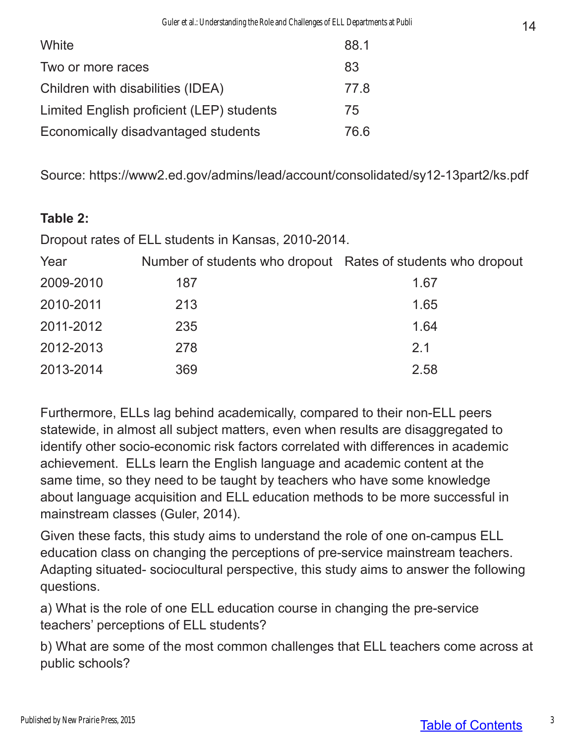| | |
|---|---|
| White | 88.1 |
| Two or more races | 83 |
| Children with disabilities (IDEA) | 77.8 |
| Limited English proficient (LEP) students | 75 |
| Economically disadvantaged students | 76.6 |

Source: https://www2.ed.gov/admins/lead/account/consolidated/sy12-13part2/ks.pdf

**Table 2:**

Dropout rates of ELL students in Kansas, 2010-2014.

| Year | Number of students who dropout | Rates of students who dropout |
|---|---|---|
| 2009-2010 | 187 | 1.67 |
| 2010-2011 | 213 | 1.65 |
| 2011-2012 | 235 | 1.64 |
| 2012-2013 | 278 | 2.1 |
| 2013-2014 | 369 | 2.58 |

Furthermore, ELLs lag behind academically, compared to their non-ELL peers statewide, in almost all subject matters, even when results are disaggregated to identify other socio-economic risk factors correlated with differences in academic achievement. ELLs learn the English language and academic content at the same time, so they need to be taught by teachers who have some knowledge about language acquisition and ELL education methods to be more successful in mainstream classes (Guler, 2014).

Given these facts, this study aims to understand the role of one on-campus ELL education class on changing the perceptions of pre-service mainstream teachers. Adapting situated- sociocultural perspective, this study aims to answer the following questions.

a) What is the role of one ELL education course in changing the pre-service teachers' perceptions of ELL students?

b) What are some of the most common challenges that ELL teachers come across at public schools?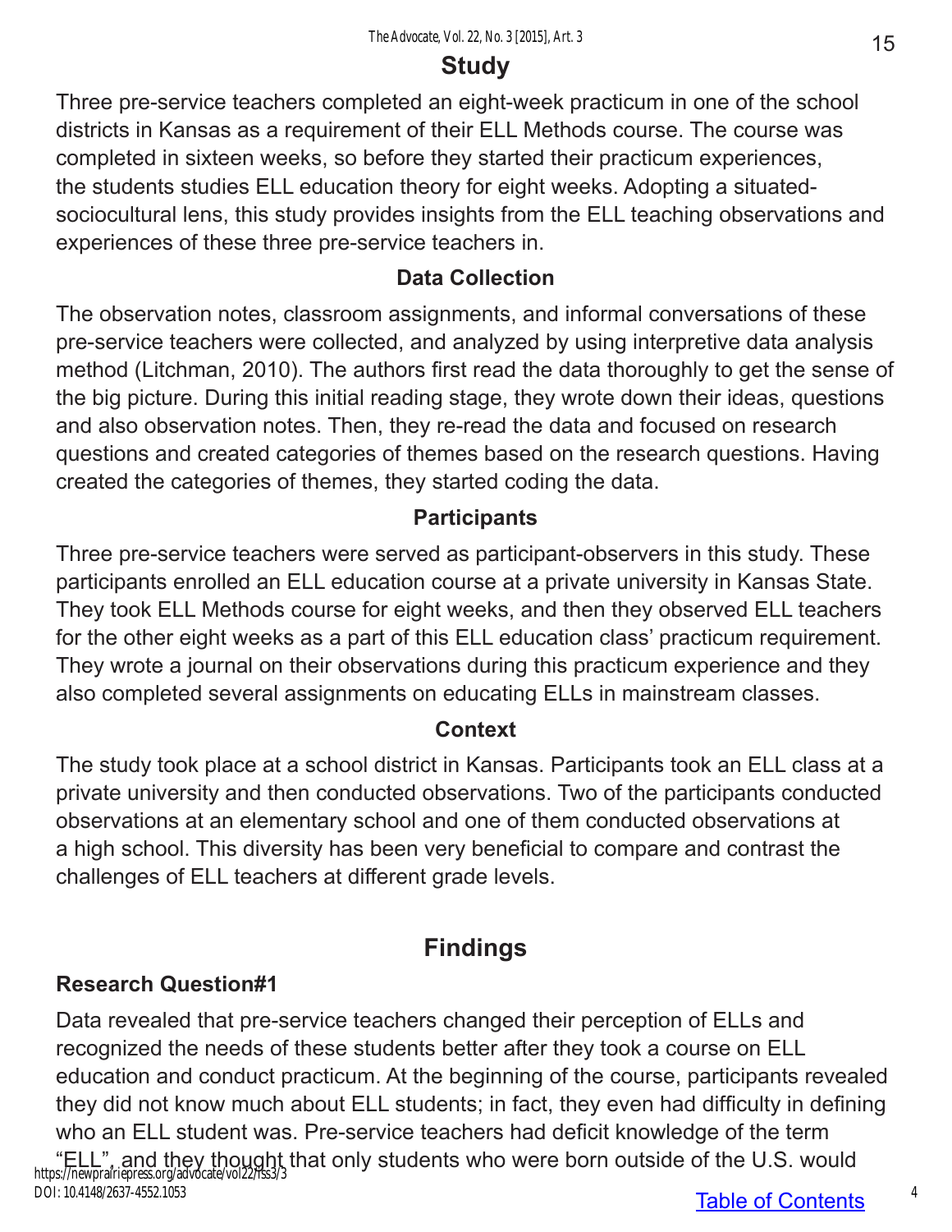## Study

Three pre-service teachers completed an eight-week practicum in one of the school districts in Kansas as a requirement of their ELL Methods course. The course was completed in sixteen weeks, so before they started their practicum experiences, the students studies ELL education theory for eight weeks. Adopting a situated-sociocultural lens, this study provides insights from the ELL teaching observations and experiences of these three pre-service teachers in.

### Data Collection

The observation notes, classroom assignments, and informal conversations of these pre-service teachers were collected, and analyzed by using interpretive data analysis method (Litchman, 2010). The authors first read the data thoroughly to get the sense of the big picture. During this initial reading stage, they wrote down their ideas, questions and also observation notes. Then, they re-read the data and focused on research questions and created categories of themes based on the research questions. Having created the categories of themes, they started coding the data.

### Participants

Three pre-service teachers were served as participant-observers in this study. These participants enrolled an ELL education course at a private university in Kansas State. They took ELL Methods course for eight weeks, and then they observed ELL teachers for the other eight weeks as a part of this ELL education class' practicum requirement. They wrote a journal on their observations during this practicum experience and they also completed several assignments on educating ELLs in mainstream classes.

### Context

The study took place at a school district in Kansas. Participants took an ELL class at a private university and then conducted observations. Two of the participants conducted observations at an elementary school and one of them conducted observations at a high school. This diversity has been very beneficial to compare and contrast the challenges of ELL teachers at different grade levels.

## Findings

### Research Question#1

Data revealed that pre-service teachers changed their perception of ELLs and recognized the needs of these students better after they took a course on ELL education and conduct practicum. At the beginning of the course, participants revealed they did not know much about ELL students; in fact, they even had difficulty in defining who an ELL student was. Pre-service teachers had deficit knowledge of the term "ELL", and they thought that only students who were born outside of the U.S. would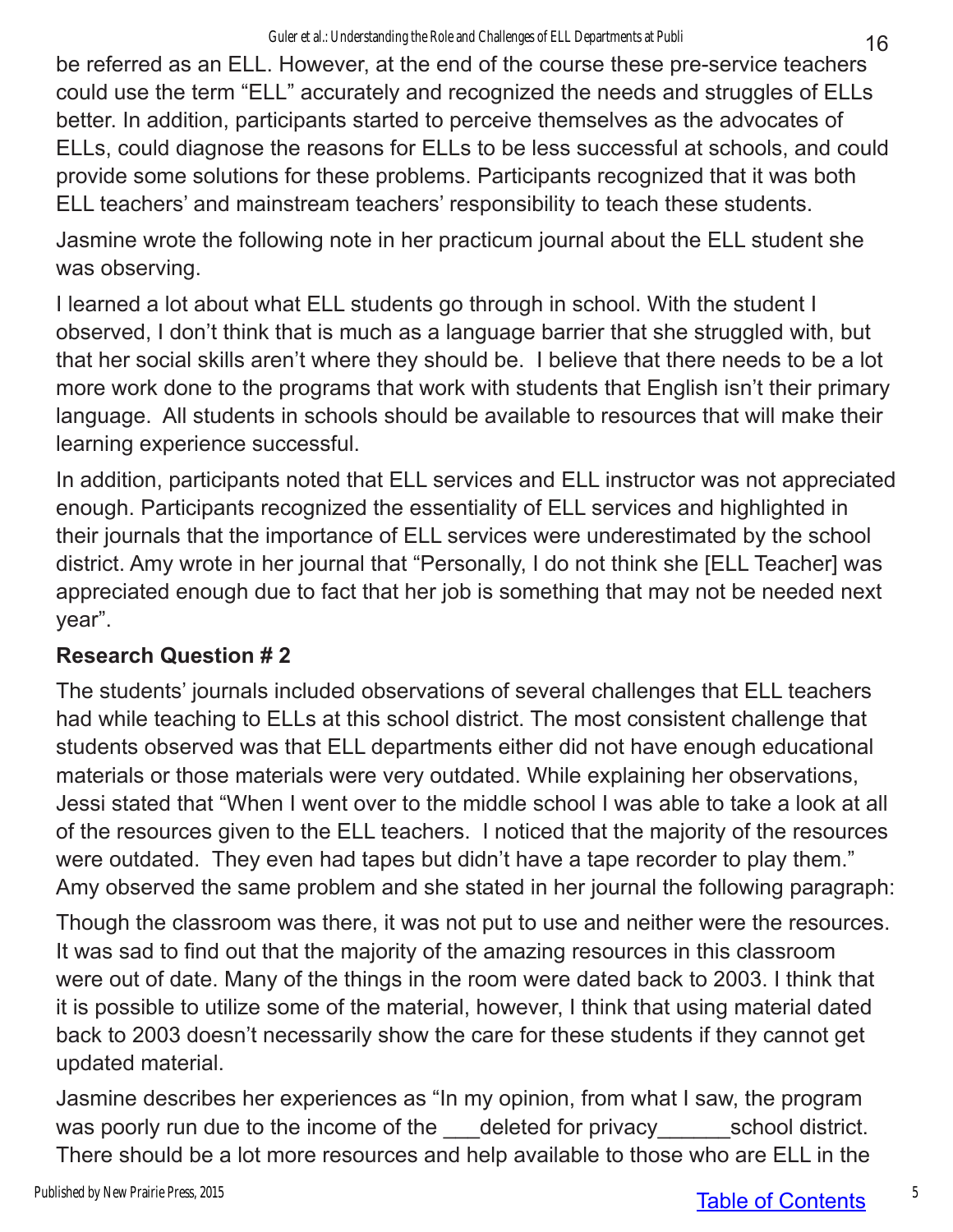be referred as an ELL. However, at the end of the course these pre-service teachers could use the term “ELL” accurately and recognized the needs and struggles of ELLs better. In addition, participants started to perceive themselves as the advocates of ELLs, could diagnose the reasons for ELLs to be less successful at schools, and could provide some solutions for these problems. Participants recognized that it was both ELL teachers’ and mainstream teachers’ responsibility to teach these students.

Jasmine wrote the following note in her practicum journal about the ELL student she was observing.

I learned a lot about what ELL students go through in school. With the student I observed, I don’t think that is much as a language barrier that she struggled with, but that her social skills aren’t where they should be. I believe that there needs to be a lot more work done to the programs that work with students that English isn’t their primary language. All students in schools should be available to resources that will make their learning experience successful.

In addition, participants noted that ELL services and ELL instructor was not appreciated enough. Participants recognized the essentiality of ELL services and highlighted in their journals that the importance of ELL services were underestimated by the school district. Amy wrote in her journal that “Personally, I do not think she [ELL Teacher] was appreciated enough due to fact that her job is something that may not be needed next year”.

**Research Question # 2**

The students’ journals included observations of several challenges that ELL teachers had while teaching to ELLs at this school district. The most consistent challenge that students observed was that ELL departments either did not have enough educational materials or those materials were very outdated. While explaining her observations, Jessi stated that “When I went over to the middle school I was able to take a look at all of the resources given to the ELL teachers. I noticed that the majority of the resources were outdated. They even had tapes but didn’t have a tape recorder to play them.” Amy observed the same problem and she stated in her journal the following paragraph:

Though the classroom was there, it was not put to use and neither were the resources. It was sad to find out that the majority of the amazing resources in this classroom were out of date. Many of the things in the room were dated back to 2003. I think that it is possible to utilize some of the material, however, I think that using material dated back to 2003 doesn’t necessarily show the care for these students if they cannot get updated material.

Jasmine describes her experiences as “In my opinion, from what I saw, the program was poorly run due to the income of the ___deleted for privacy______school district. There should be a lot more resources and help available to those who are ELL in the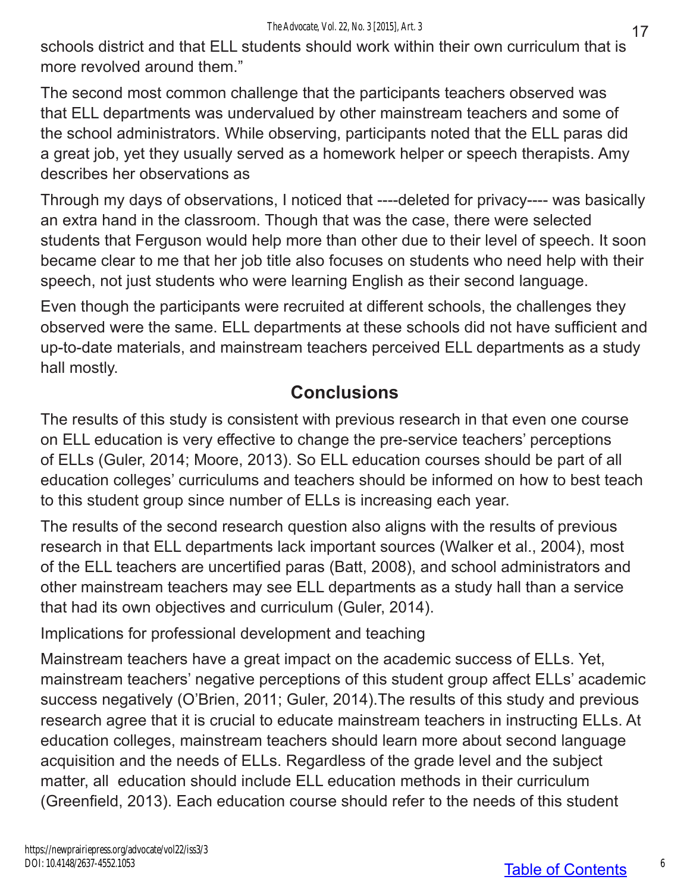schools district and that ELL students should work within their own curriculum that is more revolved around them."

The second most common challenge that the participants teachers observed was that ELL departments was undervalued by other mainstream teachers and some of the school administrators. While observing, participants noted that the ELL paras did a great job, yet they usually served as a homework helper or speech therapists. Amy describes her observations as

Through my days of observations, I noticed that ----deleted for privacy---- was basically an extra hand in the classroom. Though that was the case, there were selected students that Ferguson would help more than other due to their level of speech. It soon became clear to me that her job title also focuses on students who need help with their speech, not just students who were learning English as their second language.

Even though the participants were recruited at different schools, the challenges they observed were the same. ELL departments at these schools did not have sufficient and up-to-date materials, and mainstream teachers perceived ELL departments as a study hall mostly.

## Conclusions

The results of this study is consistent with previous research in that even one course on ELL education is very effective to change the pre-service teachers' perceptions of ELLs (Guler, 2014; Moore, 2013). So ELL education courses should be part of all education colleges' curriculums and teachers should be informed on how to best teach to this student group since number of ELLs is increasing each year.

The results of the second research question also aligns with the results of previous research in that ELL departments lack important sources (Walker et al., 2004), most of the ELL teachers are uncertified paras (Batt, 2008), and school administrators and other mainstream teachers may see ELL departments as a study hall than a service that had its own objectives and curriculum (Guler, 2014).

Implications for professional development and teaching

Mainstream teachers have a great impact on the academic success of ELLs. Yet, mainstream teachers' negative perceptions of this student group affect ELLs' academic success negatively (O'Brien, 2011; Guler, 2014).The results of this study and previous research agree that it is crucial to educate mainstream teachers in instructing ELLs. At education colleges, mainstream teachers should learn more about second language acquisition and the needs of ELLs. Regardless of the grade level and the subject matter, all education should include ELL education methods in their curriculum (Greenfield, 2013). Each education course should refer to the needs of this student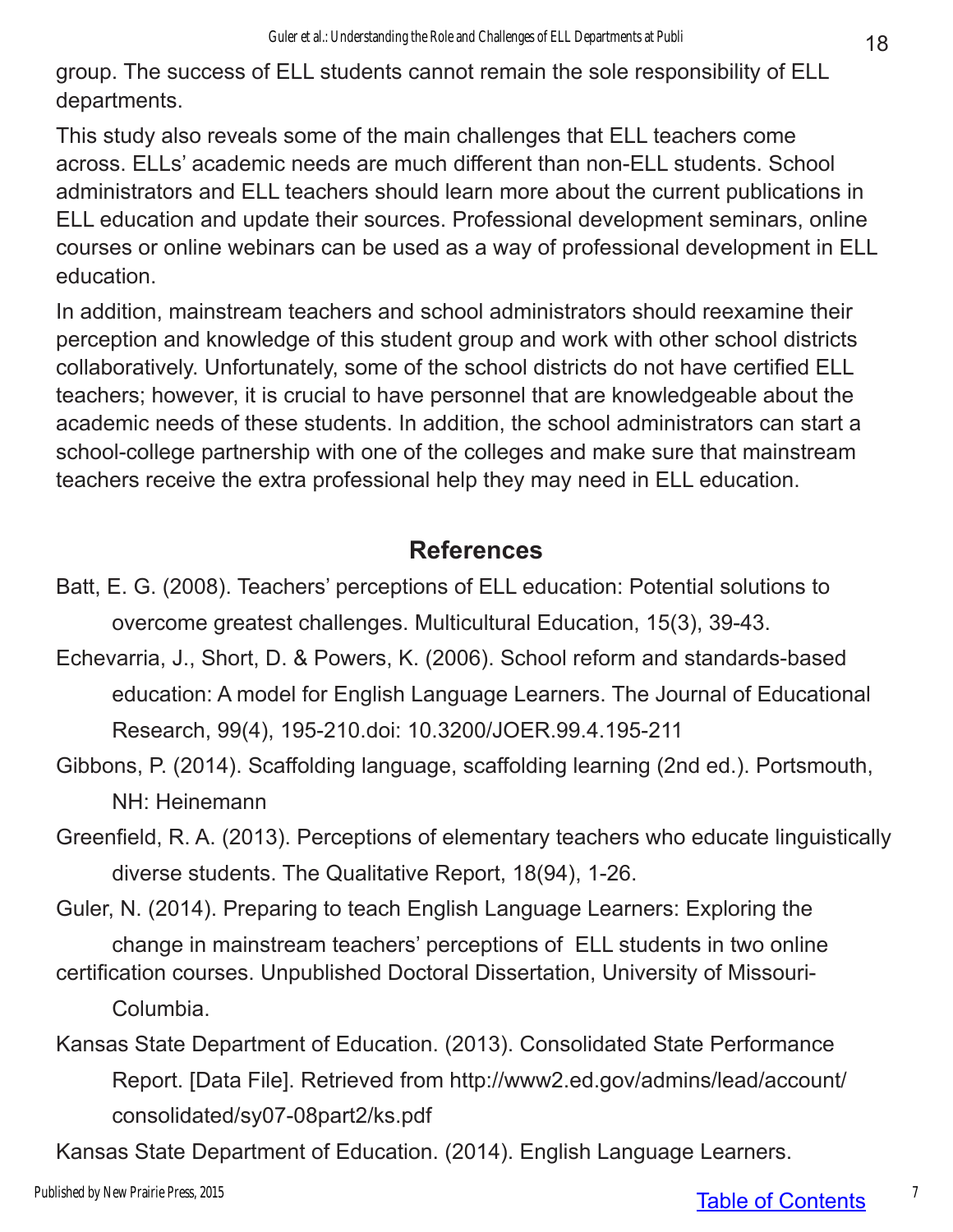group. The success of ELL students cannot remain the sole responsibility of ELL departments.

This study also reveals some of the main challenges that ELL teachers come across. ELLs' academic needs are much different than non-ELL students. School administrators and ELL teachers should learn more about the current publications in ELL education and update their sources. Professional development seminars, online courses or online webinars can be used as a way of professional development in ELL education.

In addition, mainstream teachers and school administrators should reexamine their perception and knowledge of this student group and work with other school districts collaboratively. Unfortunately, some of the school districts do not have certified ELL teachers; however, it is crucial to have personnel that are knowledgeable about the academic needs of these students. In addition, the school administrators can start a school-college partnership with one of the colleges and make sure that mainstream teachers receive the extra professional help they may need in ELL education.

## References

Batt, E. G. (2008). Teachers' perceptions of ELL education: Potential solutions to overcome greatest challenges. Multicultural Education, 15(3), 39-43.

Echevarria, J., Short, D. & Powers, K. (2006). School reform and standards-based education: A model for English Language Learners. The Journal of Educational Research, 99(4), 195-210.doi: 10.3200/JOER.99.4.195-211

Gibbons, P. (2014). Scaffolding language, scaffolding learning (2nd ed.). Portsmouth, NH: Heinemann

Greenfield, R. A. (2013). Perceptions of elementary teachers who educate linguistically diverse students. The Qualitative Report, 18(94), 1-26.

Guler, N. (2014). Preparing to teach English Language Learners: Exploring the change in mainstream teachers' perceptions of ELL students in two online certification courses. Unpublished Doctoral Dissertation, University of Missouri-Columbia.

Kansas State Department of Education. (2013). Consolidated State Performance Report. [Data File]. Retrieved from http://www2.ed.gov/admins/lead/account/consolidated/sy07-08part2/ks.pdf

Kansas State Department of Education. (2014). English Language Learners.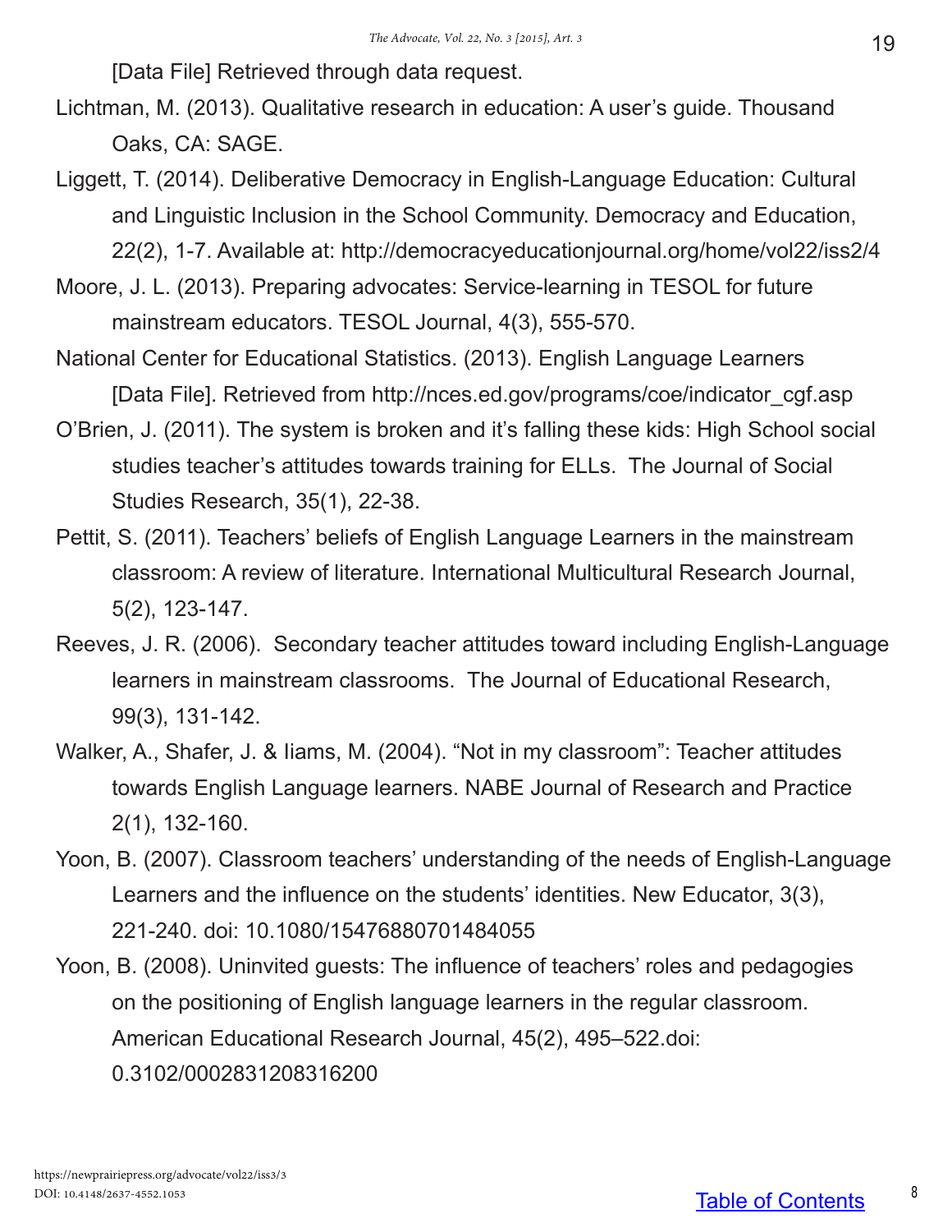[Data File] Retrieved through data request.

Lichtman, M. (2013). Qualitative research in education: A user's guide. Thousand Oaks, CA: SAGE.

Liggett, T. (2014). Deliberative Democracy in English-Language Education: Cultural and Linguistic Inclusion in the School Community. Democracy and Education, 22(2), 1-7. Available at: http://democracyeducationjournal.org/home/vol22/iss2/4

Moore, J. L. (2013). Preparing advocates: Service-learning in TESOL for future mainstream educators. TESOL Journal, 4(3), 555-570.

National Center for Educational Statistics. (2013). English Language Learners [Data File]. Retrieved from http://nces.ed.gov/programs/coe/indicator_cgf.asp

O'Brien, J. (2011). The system is broken and it's falling these kids: High School social studies teacher's attitudes towards training for ELLs. The Journal of Social Studies Research, 35(1), 22-38.

Pettit, S. (2011). Teachers' beliefs of English Language Learners in the mainstream classroom: A review of literature. International Multicultural Research Journal, 5(2), 123-147.

Reeves, J. R. (2006). Secondary teacher attitudes toward including English-Language learners in mainstream classrooms. The Journal of Educational Research, 99(3), 131-142.

Walker, A., Shafer, J. & Iiams, M. (2004). "Not in my classroom": Teacher attitudes towards English Language learners. NABE Journal of Research and Practice 2(1), 132-160.

Yoon, B. (2007). Classroom teachers' understanding of the needs of English-Language Learners and the influence on the students' identities. New Educator, 3(3), 221-240. doi: 10.1080/15476880701484055

Yoon, B. (2008). Uninvited guests: The influence of teachers' roles and pedagogies on the positioning of English language learners in the regular classroom. American Educational Research Journal, 45(2), 495–522.doi: 0.3102/0002831208316200

[Table of Contents](#)